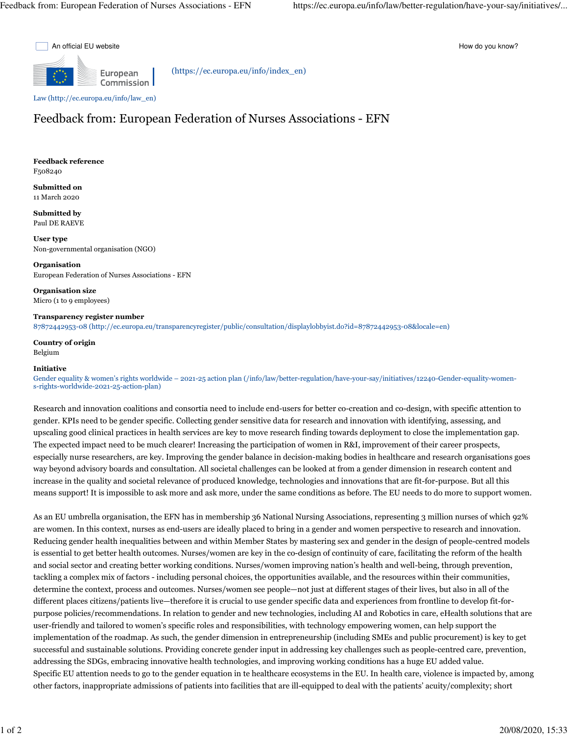An official EU website

How do you know?

European Commission (https://ec.europa.eu/info/index_en)

Law (http://ec.europa.eu/info/law_en)

# Feedback from: European Federation of Nurses Associations - EFN

**Feedback reference**
F508240

**Submitted on**
11 March 2020

**Submitted by**
Paul DE RAEVE

**User type**
Non-governmental organisation (NGO)

**Organisation**
European Federation of Nurses Associations - EFN

**Organisation size**
Micro (1 to 9 employees)

**Transparency register number**
87872442953-08 (http://ec.europa.eu/transparencyregister/public/consultation/displaylobbyist.do?id=87872442953-08&locale=en)

**Country of origin**
Belgium

**Initiative**
Gender equality & women's rights worldwide – 2021-25 action plan (/info/law/better-regulation/have-your-say/initiatives/12240-Gender-equality-women-s-rights-worldwide-2021-25-action-plan)

Research and innovation coalitions and consortia need to include end-users for better co-creation and co-design, with specific attention to gender. KPIs need to be gender specific. Collecting gender sensitive data for research and innovation with identifying, assessing, and upscaling good clinical practices in health services are key to move research finding towards deployment to close the implementation gap. The expected impact need to be much clearer! Increasing the participation of women in R&I, improvement of their career prospects, especially nurse researchers, are key. Improving the gender balance in decision-making bodies in healthcare and research organisations goes way beyond advisory boards and consultation. All societal challenges can be looked at from a gender dimension in research content and increase in the quality and societal relevance of produced knowledge, technologies and innovations that are fit-for-purpose. But all this means support! It is impossible to ask more and ask more, under the same conditions as before. The EU needs to do more to support women.

As an EU umbrella organisation, the EFN has in membership 36 National Nursing Associations, representing 3 million nurses of which 92% are women. In this context, nurses as end-users are ideally placed to bring in a gender and women perspective to research and innovation. Reducing gender health inequalities between and within Member States by mastering sex and gender in the design of people-centred models is essential to get better health outcomes. Nurses/women are key in the co-design of continuity of care, facilitating the reform of the health and social sector and creating better working conditions. Nurses/women improving nation's health and well-being, through prevention, tackling a complex mix of factors - including personal choices, the opportunities available, and the resources within their communities, determine the context, process and outcomes. Nurses/women see people—not just at different stages of their lives, but also in all of the different places citizens/patients live—therefore it is crucial to use gender specific data and experiences from frontline to develop fit-for-purpose policies/recommendations. In relation to gender and new technologies, including AI and Robotics in care, eHealth solutions that are user-friendly and tailored to women's specific roles and responsibilities, with technology empowering women, can help support the implementation of the roadmap. As such, the gender dimension in entrepreneurship (including SMEs and public procurement) is key to get successful and sustainable solutions. Providing concrete gender input in addressing key challenges such as people-centred care, prevention, addressing the SDGs, embracing innovative health technologies, and improving working conditions has a huge EU added value.
Specific EU attention needs to go to the gender equation in te healthcare ecosystems in the EU. In health care, violence is impacted by, among other factors, inappropriate admissions of patients into facilities that are ill-equipped to deal with the patients' acuity/complexity; short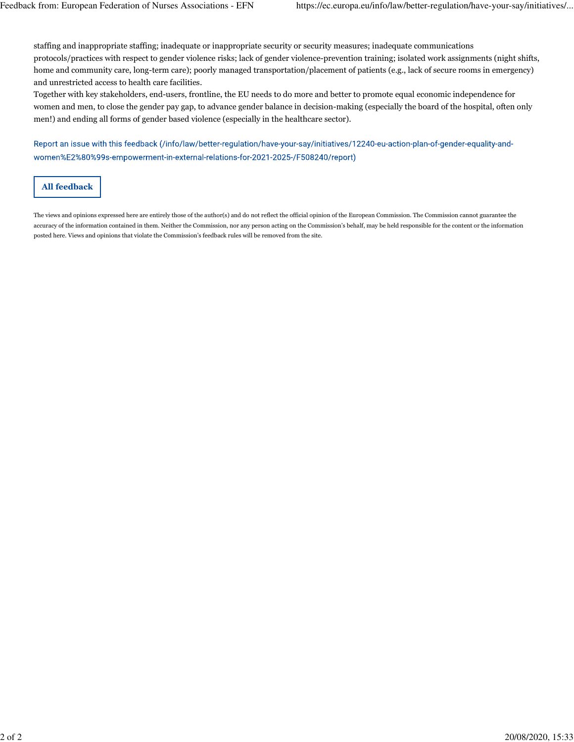staffing and inappropriate staffing; inadequate or inappropriate security or security measures; inadequate communications protocols/practices with respect to gender violence risks; lack of gender violence-prevention training; isolated work assignments (night shifts, home and community care, long-term care); poorly managed transportation/placement of patients (e.g., lack of secure rooms in emergency) and unrestricted access to health care facilities.

Together with key stakeholders, end-users, frontline, the EU needs to do more and better to promote equal economic independence for women and men, to close the gender pay gap, to advance gender balance in decision-making (especially the board of the hospital, often only men!) and ending all forms of gender based violence (especially in the healthcare sector).

Report an issue with this feedback (/info/law/better-regulation/have-your-say/initiatives/12240-eu-action-plan-of-gender-equality-and-women%E2%80%99s-empowerment-in-external-relations-for-2021-2025-/F508240/report)

**All feedback**

The views and opinions expressed here are entirely those of the author(s) and do not reflect the official opinion of the European Commission. The Commission cannot guarantee the accuracy of the information contained in them. Neither the Commission, nor any person acting on the Commission's behalf, may be held responsible for the content or the information posted here. Views and opinions that violate the Commission's feedback rules will be removed from the site.